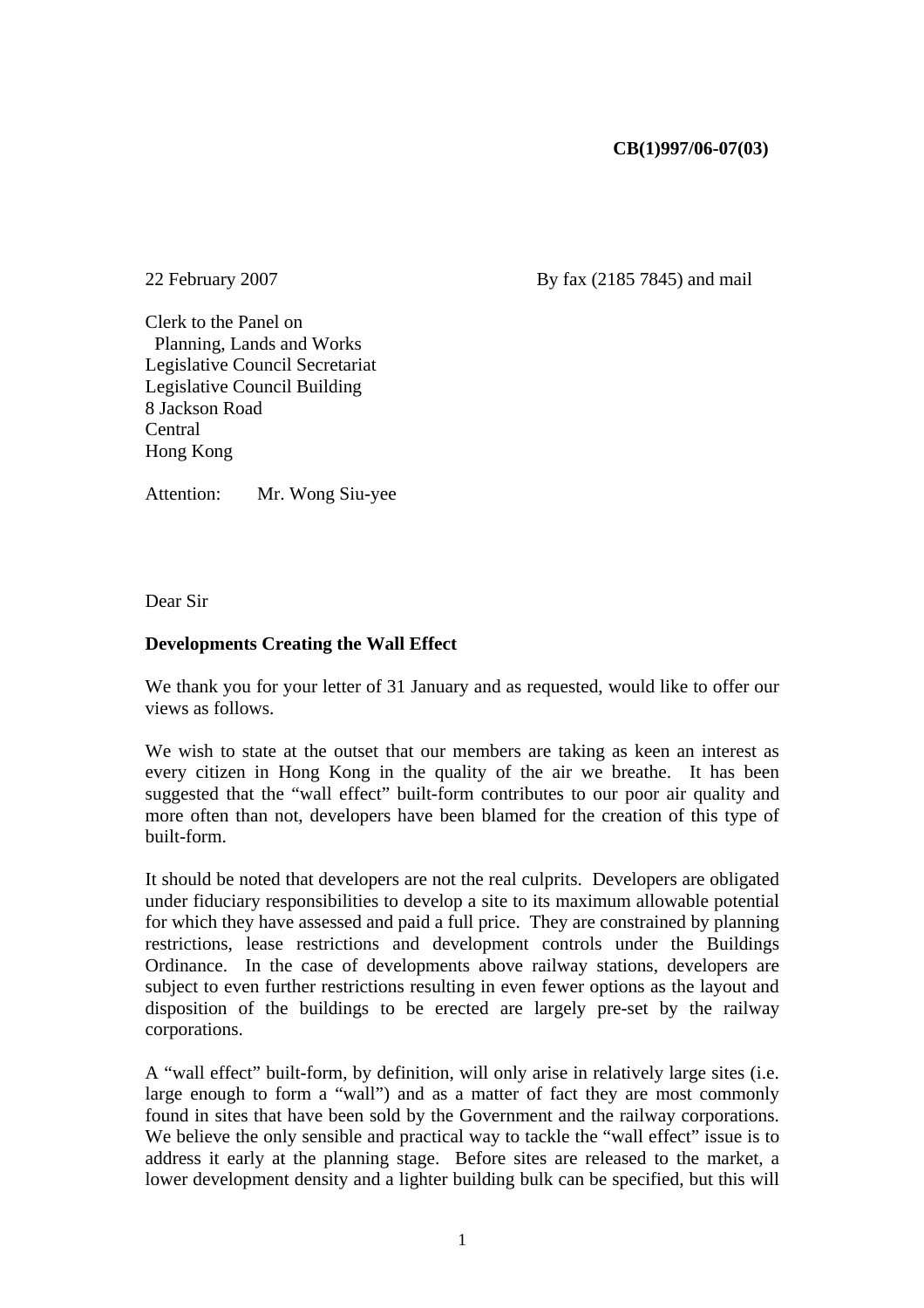**CB(1)997/06-07(03)**

22 February 2007 By fax (2185 7845) and mail

Clerk to the Panel on
Planning, Lands and Works
Legislative Council Secretariat
Legislative Council Building
8 Jackson Road
Central
Hong Kong

Attention: Mr. Wong Siu-yee

Dear Sir

**Developments Creating the Wall Effect**

We thank you for your letter of 31 January and as requested, would like to offer our views as follows.

We wish to state at the outset that our members are taking as keen an interest as every citizen in Hong Kong in the quality of the air we breathe. It has been suggested that the "wall effect" built-form contributes to our poor air quality and more often than not, developers have been blamed for the creation of this type of built-form.

It should be noted that developers are not the real culprits. Developers are obligated under fiduciary responsibilities to develop a site to its maximum allowable potential for which they have assessed and paid a full price. They are constrained by planning restrictions, lease restrictions and development controls under the Buildings Ordinance. In the case of developments above railway stations, developers are subject to even further restrictions resulting in even fewer options as the layout and disposition of the buildings to be erected are largely pre-set by the railway corporations.

A "wall effect" built-form, by definition, will only arise in relatively large sites (i.e. large enough to form a "wall") and as a matter of fact they are most commonly found in sites that have been sold by the Government and the railway corporations. We believe the only sensible and practical way to tackle the "wall effect" issue is to address it early at the planning stage. Before sites are released to the market, a lower development density and a lighter building bulk can be specified, but this will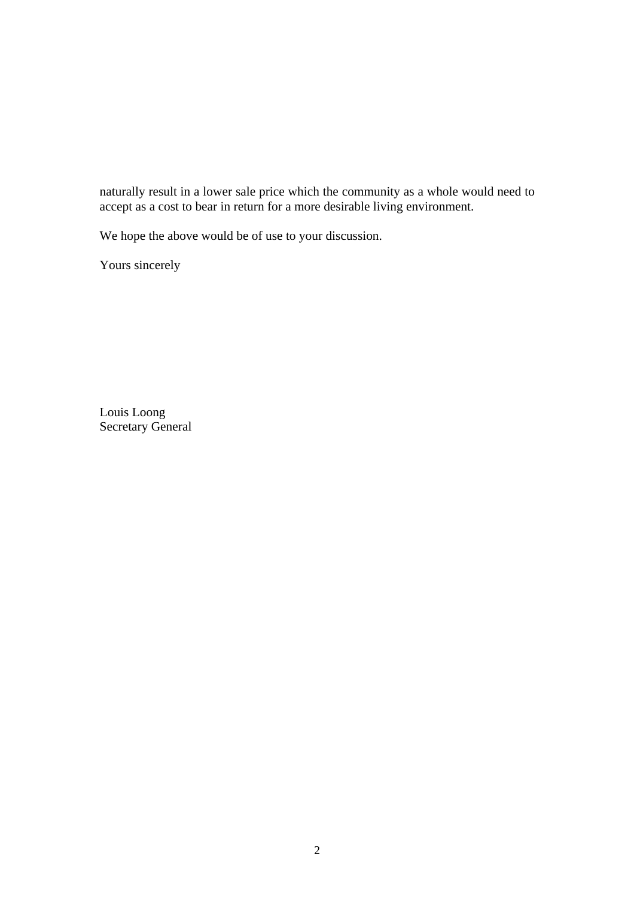naturally result in a lower sale price which the community as a whole would need to accept as a cost to bear in return for a more desirable living environment.

We hope the above would be of use to your discussion.

Yours sincerely

Louis Loong
Secretary General